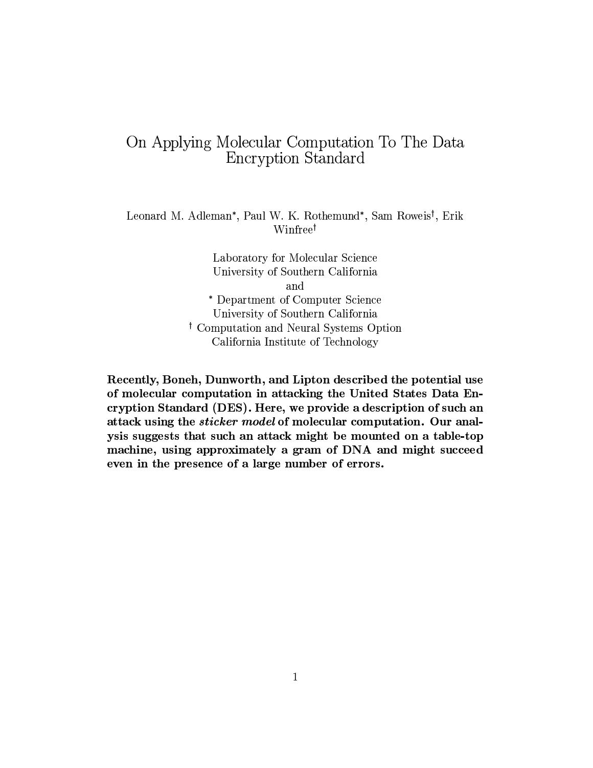# On Applying Molecular Computation To The Data Encryption Standard

Leonard M. Adleman*, Paul W. K. Rothemund*, Sam Roweis†, Erik Winfree†

Laboratory for Molecular Science
University of Southern California
and
* Department of Computer Science
University of Southern California
† Computation and Neural Systems Option
California Institute of Technology

**Recently, Boneh, Dunworth, and Lipton described the potential use of molecular computation in attacking the United States Data Encryption Standard (DES). Here, we provide a description of such an attack using the *sticker model* of molecular computation. Our analysis suggests that such an attack might be mounted on a table-top machine, using approximately a gram of DNA and might succeed even in the presence of a large number of errors.**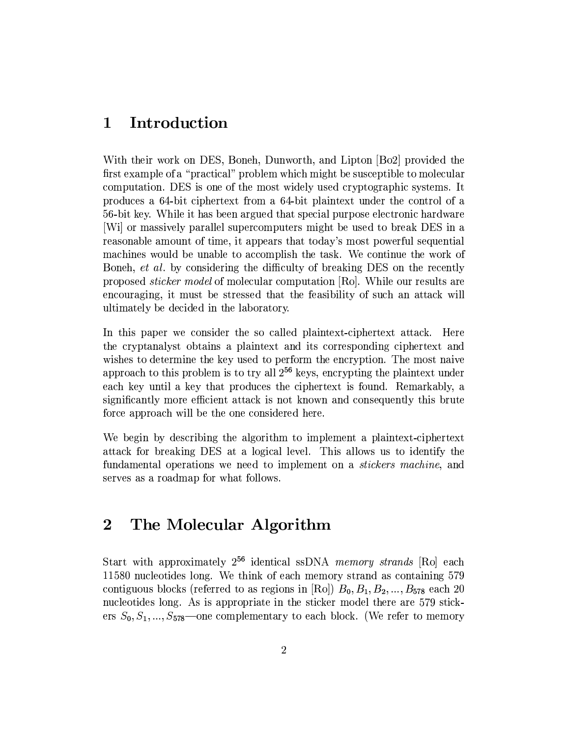# 1 Introduction

With their work on DES, Boneh, Dunworth, and Lipton [Bo2] provided the first example of a "practical" problem which might be susceptible to molecular computation. DES is one of the most widely used cryptographic systems. It produces a 64-bit ciphertext from a 64-bit plaintext under the control of a 56-bit key. While it has been argued that special purpose electronic hardware [Wi] or massively parallel supercomputers might be used to break DES in a reasonable amount of time, it appears that today's most powerful sequential machines would be unable to accomplish the task. We continue the work of Boneh, *et al.* by considering the difficulty of breaking DES on the recently proposed *sticker model* of molecular computation [Ro]. While our results are encouraging, it must be stressed that the feasibility of such an attack will ultimately be decided in the laboratory.

In this paper we consider the so called plaintext-ciphertext attack. Here the cryptanalyst obtains a plaintext and its corresponding ciphertext and wishes to determine the key used to perform the encryption. The most naive approach to this problem is to try all $2^{56}$ keys, encrypting the plaintext under each key until a key that produces the ciphertext is found. Remarkably, a significantly more efficient attack is not known and consequently this brute force approach will be the one considered here.

We begin by describing the algorithm to implement a plaintext-ciphertext attack for breaking DES at a logical level. This allows us to identify the fundamental operations we need to implement on a *stickers machine*, and serves as a roadmap for what follows.

# 2 The Molecular Algorithm

Start with approximately $2^{56}$ identical ssDNA *memory strands* [Ro] each 11580 nucleotides long. We think of each memory strand as containing 579 contiguous blocks (referred to as regions in [Ro]) $B_0, B_1, B_2, ..., B_{578}$ each 20 nucleotides long. As is appropriate in the sticker model there are 579 stickers $S_0, S_1, ..., S_{578}$—one complementary to each block. (We refer to memory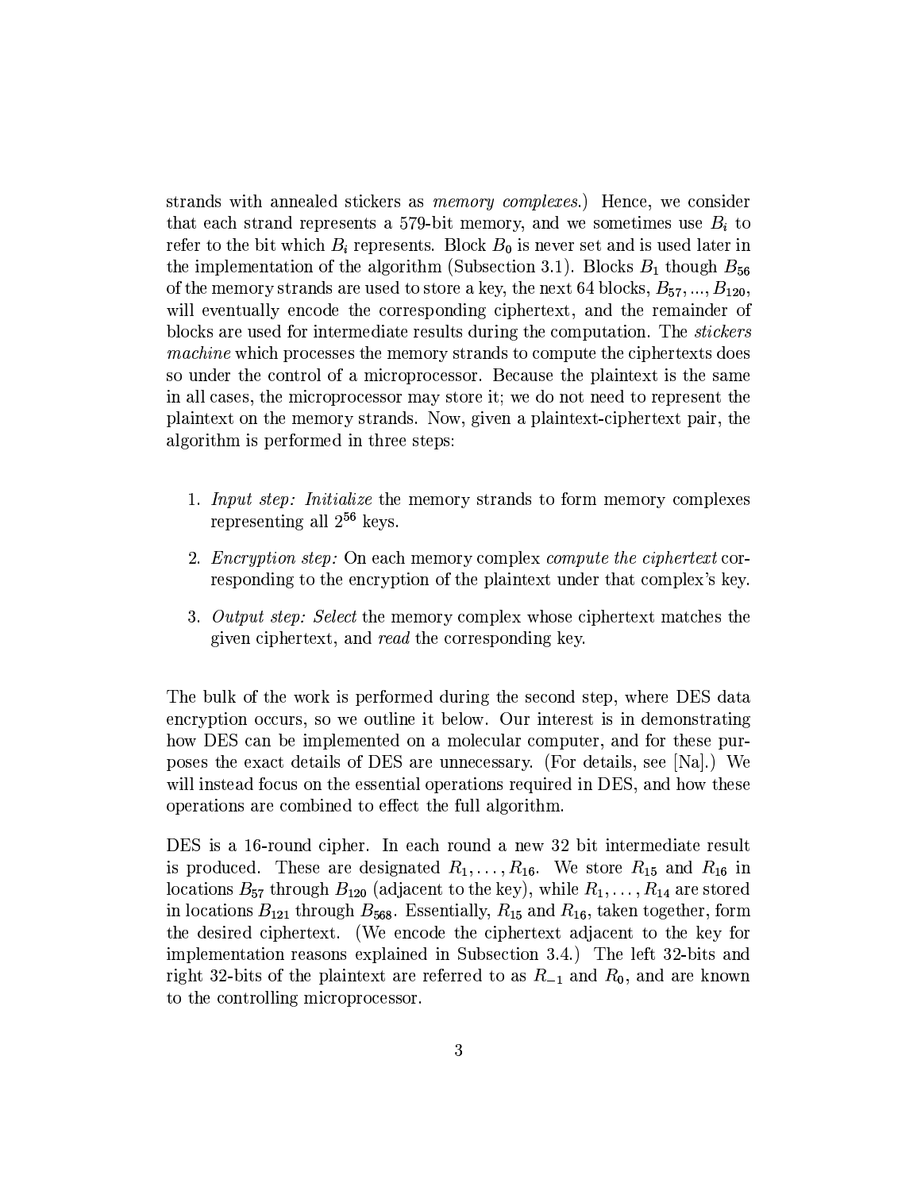strands with annealed stickers as *memory complexes*.) Hence, we consider that each strand represents a 579-bit memory, and we sometimes use $B_i$ to refer to the bit which $B_i$ represents. Block $B_0$ is never set and is used later in the implementation of the algorithm (Subsection 3.1). Blocks $B_1$ though $B_{56}$ of the memory strands are used to store a key, the next 64 blocks, $B_{57}, ..., B_{120}$, will eventually encode the corresponding ciphertext, and the remainder of blocks are used for intermediate results during the computation. The *stickers machine* which processes the memory strands to compute the ciphertexts does so under the control of a microprocessor. Because the plaintext is the same in all cases, the microprocessor may store it; we do not need to represent the plaintext on the memory strands. Now, given a plaintext-ciphertext pair, the algorithm is performed in three steps:

1. *Input step: Initialize* the memory strands to form memory complexes representing all $2^{56}$ keys.
2. *Encryption step:* On each memory complex *compute the ciphertext* corresponding to the encryption of the plaintext under that complex's key.
3. *Output step: Select* the memory complex whose ciphertext matches the given ciphertext, and *read* the corresponding key.

The bulk of the work is performed during the second step, where DES data encryption occurs, so we outline it below. Our interest is in demonstrating how DES can be implemented on a molecular computer, and for these purposes the exact details of DES are unnecessary. (For details, see [Na].) We will instead focus on the essential operations required in DES, and how these operations are combined to effect the full algorithm.

DES is a 16-round cipher. In each round a new 32 bit intermediate result is produced. These are designated $R_1, \ldots, R_{16}$. We store $R_{15}$ and $R_{16}$ in locations $B_{57}$ through $B_{120}$ (adjacent to the key), while $R_1, \ldots, R_{14}$ are stored in locations $B_{121}$ through $B_{568}$. Essentially, $R_{15}$ and $R_{16}$, taken together, form the desired ciphertext. (We encode the ciphertext adjacent to the key for implementation reasons explained in Subsection 3.4.) The left 32-bits and right 32-bits of the plaintext are referred to as $R_{-1}$ and $R_0$, and are known to the controlling microprocessor.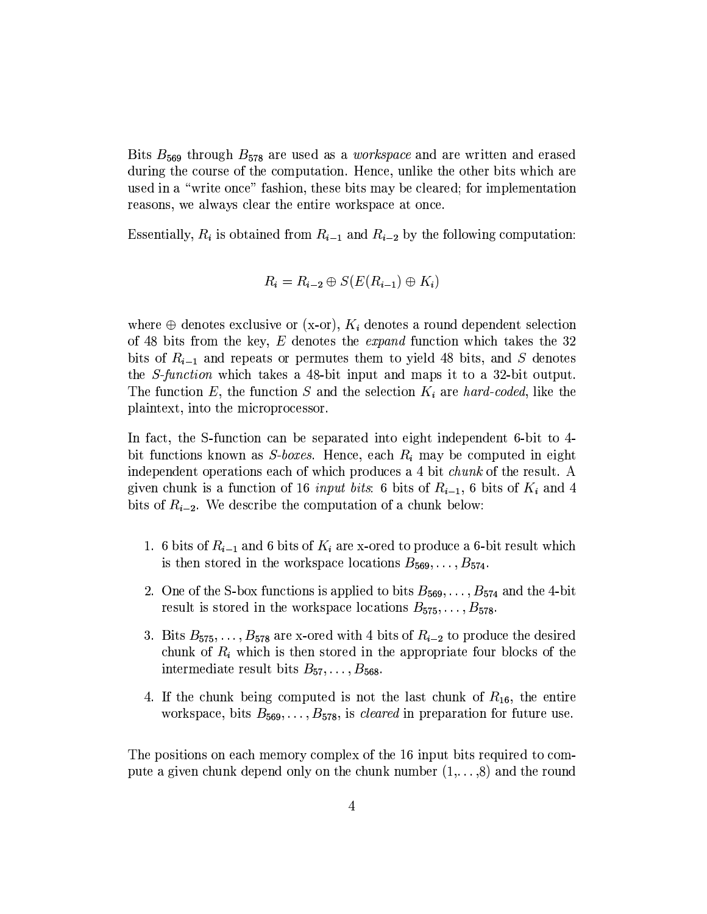Bits $B_{569}$ through $B_{578}$ are used as a *workspace* and are written and erased during the course of the computation. Hence, unlike the other bits which are used in a "write once" fashion, these bits may be cleared; for implementation reasons, we always clear the entire workspace at once.

Essentially, $R_i$ is obtained from $R_{i-1}$ and $R_{i-2}$ by the following computation:

$$R_i = R_{i-2} \oplus S(E(R_{i-1}) \oplus K_i)$$

where $\oplus$ denotes exclusive or (x-or), $K_i$ denotes a round dependent selection of 48 bits from the key, $E$ denotes the *expand* function which takes the 32 bits of $R_{i-1}$ and repeats or permutes them to yield 48 bits, and $S$ denotes the *S-function* which takes a 48-bit input and maps it to a 32-bit output. The function $E$, the function $S$ and the selection $K_i$ are *hard-coded*, like the plaintext, into the microprocessor.

In fact, the S-function can be separated into eight independent 6-bit to 4-bit functions known as *S-boxes*. Hence, each $R_i$ may be computed in eight independent operations each of which produces a 4 bit *chunk* of the result. A given chunk is a function of 16 *input bits*: 6 bits of $R_{i-1}$, 6 bits of $K_i$ and 4 bits of $R_{i-2}$. We describe the computation of a chunk below:

1. 6 bits of $R_{i-1}$ and 6 bits of $K_i$ are x-ored to produce a 6-bit result which is then stored in the workspace locations $B_{569}, \ldots, B_{574}$.
2. One of the S-box functions is applied to bits $B_{569}, \ldots, B_{574}$ and the 4-bit result is stored in the workspace locations $B_{575}, \ldots, B_{578}$.
3. Bits $B_{575}, \ldots, B_{578}$ are x-ored with 4 bits of $R_{i-2}$ to produce the desired chunk of $R_i$ which is then stored in the appropriate four blocks of the intermediate result bits $B_{57}, \ldots, B_{568}$.
4. If the chunk being computed is not the last chunk of $R_{16}$, the entire workspace, bits $B_{569}, \ldots, B_{578}$, is *cleared* in preparation for future use.

The positions on each memory complex of the 16 input bits required to compute a given chunk depend only on the chunk number (1,...,8) and the round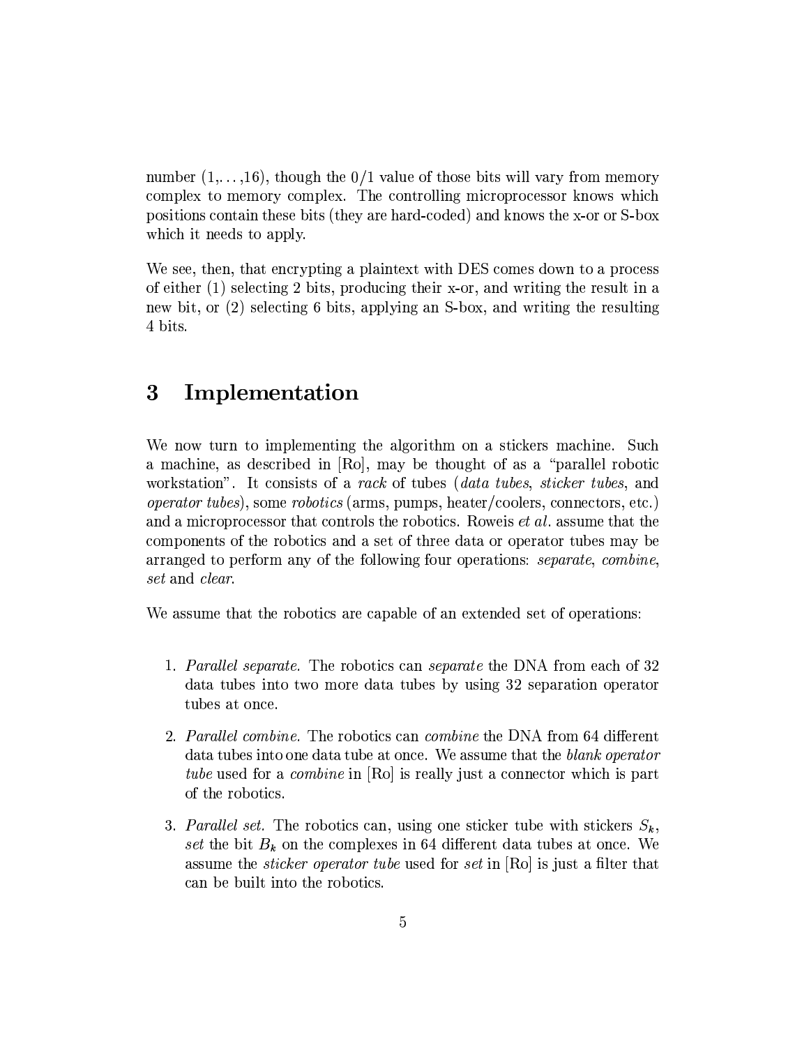number (1,...,16), though the 0/1 value of those bits will vary from memory complex to memory complex. The controlling microprocessor knows which positions contain these bits (they are hard-coded) and knows the x-or or S-box which it needs to apply.

We see, then, that encrypting a plaintext with DES comes down to a process of either (1) selecting 2 bits, producing their x-or, and writing the result in a new bit, or (2) selecting 6 bits, applying an S-box, and writing the resulting 4 bits.

# 3 Implementation

We now turn to implementing the algorithm on a stickers machine. Such a machine, as described in [Ro], may be thought of as a "parallel robotic workstation". It consists of a *rack* of tubes (*data tubes*, *sticker tubes*, and *operator tubes*), some *robotics* (arms, pumps, heater/coolers, connectors, etc.) and a microprocessor that controls the robotics. Roweis *et al.* assume that the components of the robotics and a set of three data or operator tubes may be arranged to perform any of the following four operations: *separate*, *combine*, *set* and *clear*.

We assume that the robotics are capable of an extended set of operations:

1. *Parallel separate.* The robotics can *separate* the DNA from each of 32 data tubes into two more data tubes by using 32 separation operator tubes at once.
2. *Parallel combine.* The robotics can *combine* the DNA from 64 different data tubes into one data tube at once. We assume that the *blank operator tube* used for a *combine* in [Ro] is really just a connector which is part of the robotics.
3. *Parallel set.* The robotics can, using one sticker tube with stickers $S_k$, *set* the bit $B_k$ on the complexes in 64 different data tubes at once. We assume the *sticker operator tube* used for *set* in [Ro] is just a filter that can be built into the robotics.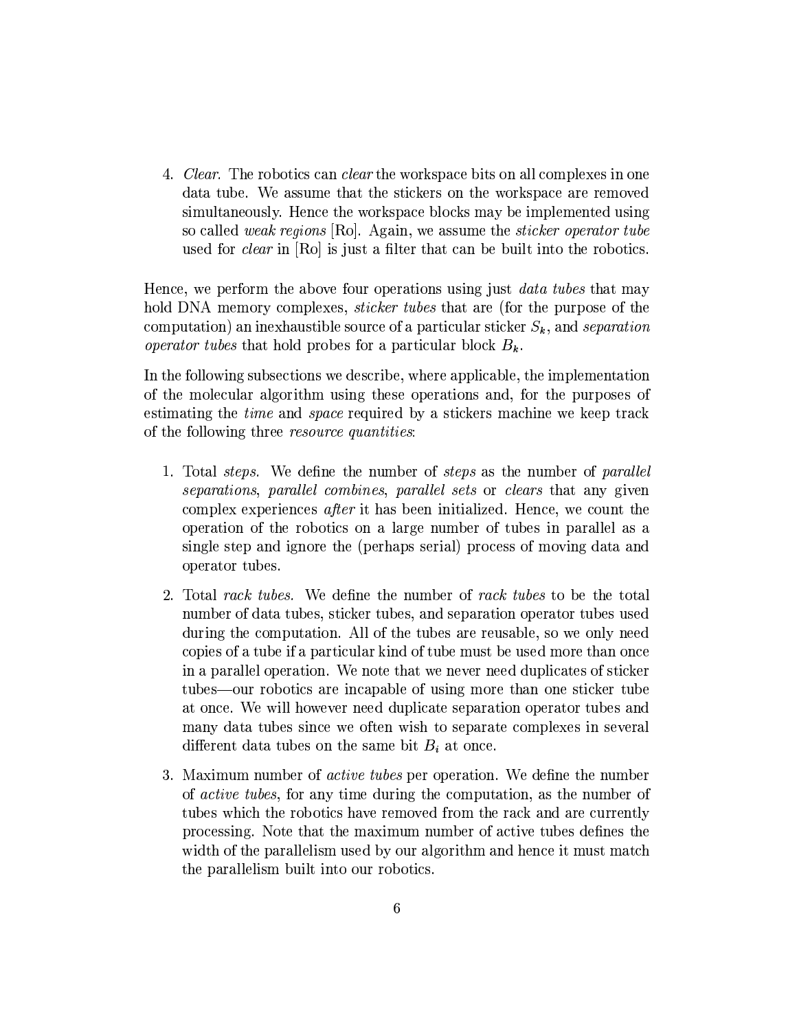4. *Clear.* The robotics can *clear* the workspace bits on all complexes in one data tube. We assume that the stickers on the workspace are removed simultaneously. Hence the workspace blocks may be implemented using so called *weak regions* [Ro]. Again, we assume the *sticker operator tube* used for *clear* in [Ro] is just a filter that can be built into the robotics.

Hence, we perform the above four operations using just *data tubes* that may hold DNA memory complexes, *sticker tubes* that are (for the purpose of the computation) an inexhaustible source of a particular sticker $S_k$, and *separation operator tubes* that hold probes for a particular block $B_k$.

In the following subsections we describe, where applicable, the implementation of the molecular algorithm using these operations and, for the purposes of estimating the *time* and *space* required by a stickers machine we keep track of the following three *resource quantities*:

1. Total *steps.* We define the number of *steps* as the number of *parallel separations*, *parallel combines*, *parallel sets* or *clears* that any given complex experiences *after* it has been initialized. Hence, we count the operation of the robotics on a large number of tubes in parallel as a single step and ignore the (perhaps serial) process of moving data and operator tubes.

2. Total *rack tubes.* We define the number of *rack tubes* to be the total number of data tubes, sticker tubes, and separation operator tubes used during the computation. All of the tubes are reusable, so we only need copies of a tube if a particular kind of tube must be used more than once in a parallel operation. We note that we never need duplicates of sticker tubes—our robotics are incapable of using more than one sticker tube at once. We will however need duplicate separation operator tubes and many data tubes since we often wish to separate complexes in several different data tubes on the same bit $B_i$ at once.

3. Maximum number of *active tubes* per operation. We define the number of *active tubes*, for any time during the computation, as the number of tubes which the robotics have removed from the rack and are currently processing. Note that the maximum number of active tubes defines the width of the parallelism used by our algorithm and hence it must match the parallelism built into our robotics.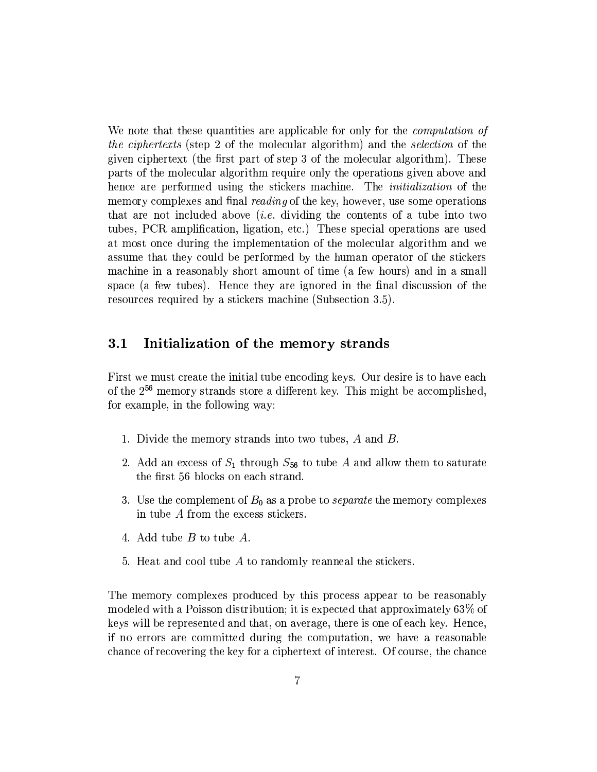We note that these quantities are applicable for only for the *computation of the ciphertexts* (step 2 of the molecular algorithm) and the *selection* of the given ciphertext (the first part of step 3 of the molecular algorithm). These parts of the molecular algorithm require only the operations given above and hence are performed using the stickers machine. The *initialization* of the memory complexes and final *reading* of the key, however, use some operations that are not included above (*i.e.* dividing the contents of a tube into two tubes, PCR amplification, ligation, etc.) These special operations are used at most once during the implementation of the molecular algorithm and we assume that they could be performed by the human operator of the stickers machine in a reasonably short amount of time (a few hours) and in a small space (a few tubes). Hence they are ignored in the final discussion of the resources required by a stickers machine (Subsection 3.5).

## 3.1 Initialization of the memory strands

First we must create the initial tube encoding keys. Our desire is to have each of the $2^{56}$ memory strands store a different key. This might be accomplished, for example, in the following way:

1. Divide the memory strands into two tubes, $A$ and $B$.
2. Add an excess of $S_1$ through $S_{56}$ to tube $A$ and allow them to saturate the first 56 blocks on each strand.
3. Use the complement of $B_0$ as a probe to *separate* the memory complexes in tube $A$ from the excess stickers.
4. Add tube $B$ to tube $A$.
5. Heat and cool tube $A$ to randomly reanneal the stickers.

The memory complexes produced by this process appear to be reasonably modeled with a Poisson distribution; it is expected that approximately 63% of keys will be represented and that, on average, there is one of each key. Hence, if no errors are committed during the computation, we have a reasonable chance of recovering the key for a ciphertext of interest. Of course, the chance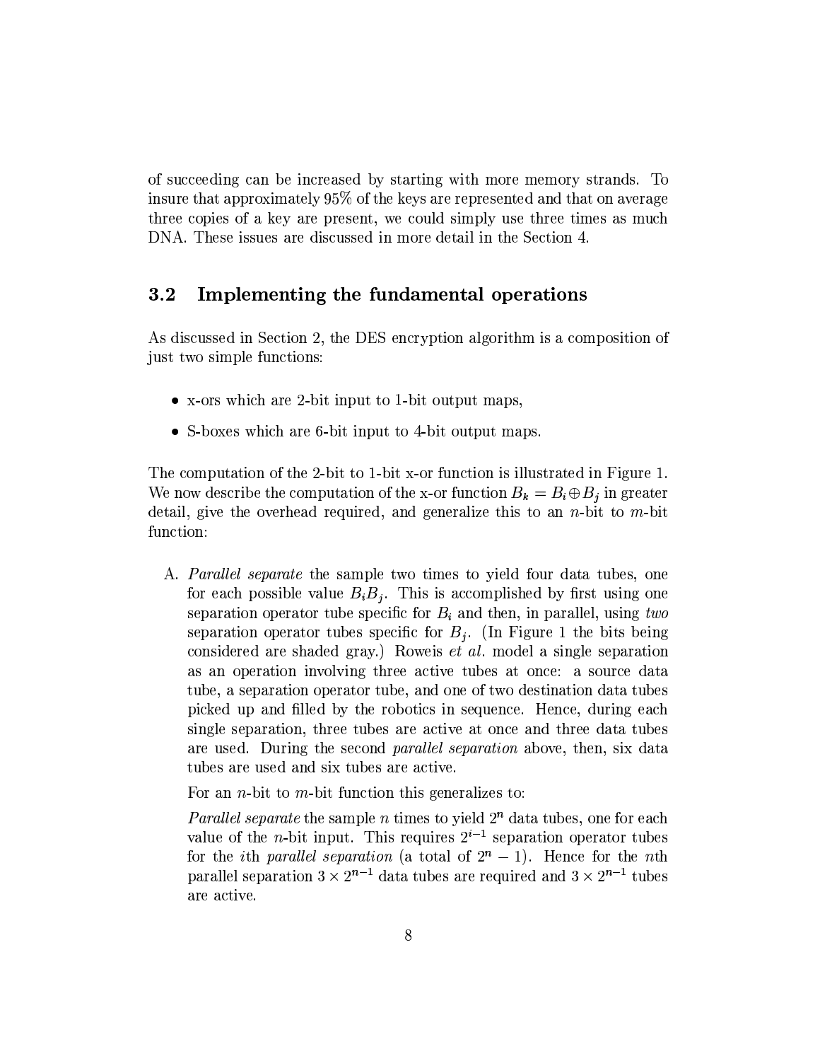of succeeding can be increased by starting with more memory strands. To insure that approximately 95% of the keys are represented and that on average three copies of a key are present, we could simply use three times as much DNA. These issues are discussed in more detail in the Section 4.

## 3.2 Implementing the fundamental operations

As discussed in Section 2, the DES encryption algorithm is a composition of just two simple functions:

- x-ors which are 2-bit input to 1-bit output maps,
- S-boxes which are 6-bit input to 4-bit output maps.

The computation of the 2-bit to 1-bit x-or function is illustrated in Figure 1. We now describe the computation of the x-or function $B_k = B_i \oplus B_j$ in greater detail, give the overhead required, and generalize this to an $n$-bit to $m$-bit function:

A. *Parallel separate* the sample two times to yield four data tubes, one for each possible value $B_i B_j$. This is accomplished by first using one separation operator tube specific for $B_i$ and then, in parallel, using *two* separation operator tubes specific for $B_j$. (In Figure 1 the bits being considered are shaded gray.) Roweis *et al.* model a single separation as an operation involving three active tubes at once: a source data tube, a separation operator tube, and one of two destination data tubes picked up and filled by the robotics in sequence. Hence, during each single separation, three tubes are active at once and three data tubes are used. During the second *parallel separation* above, then, six data tubes are used and six tubes are active.

   For an $n$-bit to $m$-bit function this generalizes to:

   *Parallel separate* the sample $n$ times to yield $2^n$ data tubes, one for each value of the $n$-bit input. This requires $2^{i-1}$ separation operator tubes for the $i$th *parallel separation* (a total of $2^n - 1$). Hence for the $n$th parallel separation $3 \times 2^{n-1}$ data tubes are required and $3 \times 2^{n-1}$ tubes are active.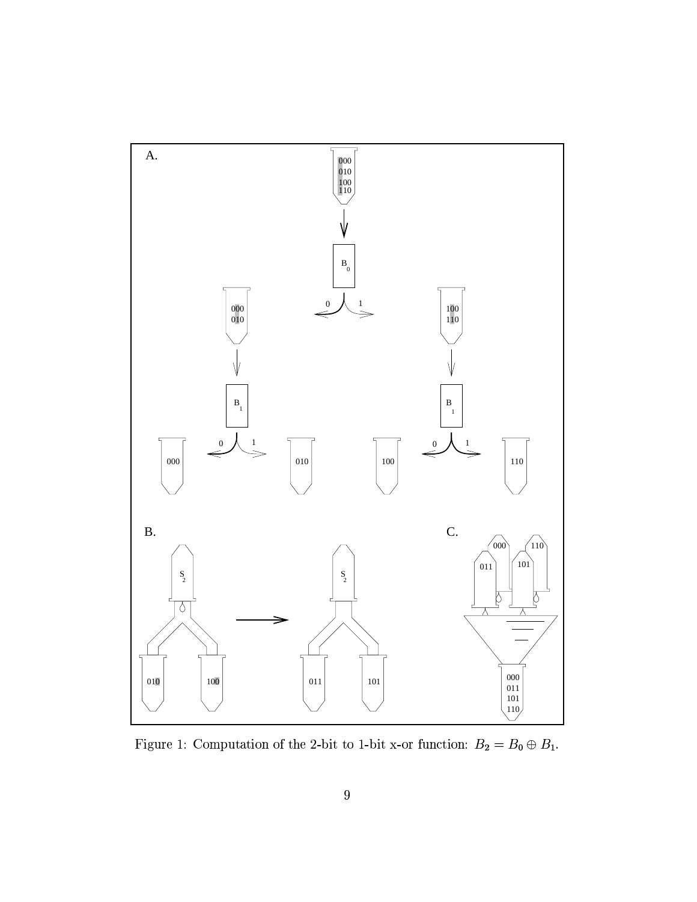Figure 1: Computation of the 2-bit to 1-bit x-or function: $B_2 = B_0 \oplus B_1$.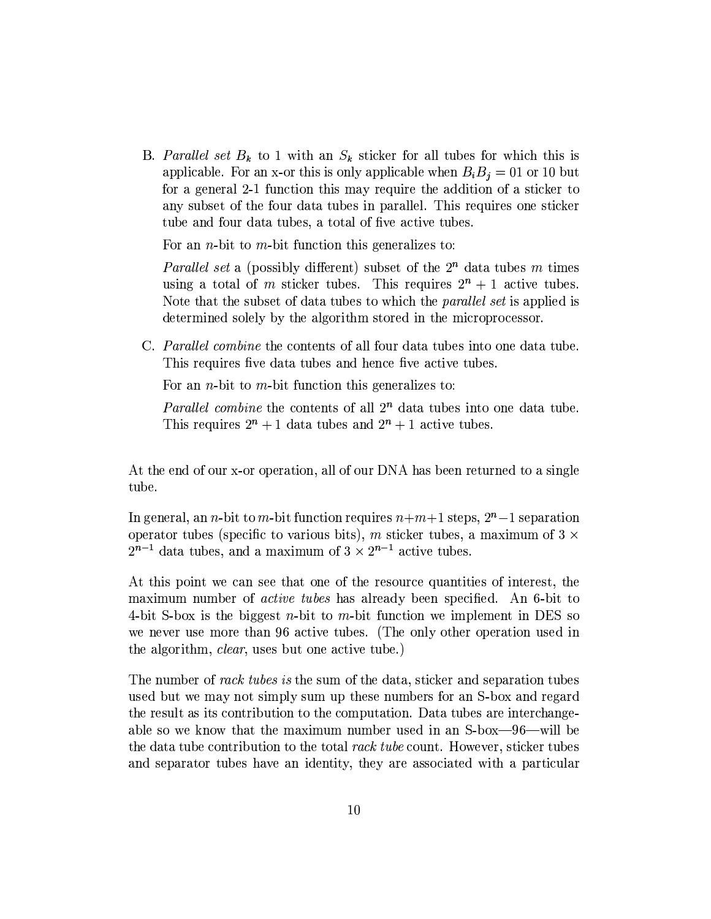B. *Parallel set* $B_k$ to 1 with an $S_k$ sticker for all tubes for which this is applicable. For an x-or this is only applicable when $B_iB_j = 01$ or 10 but for a general 2-1 function this may require the addition of a sticker to any subset of the four data tubes in parallel. This requires one sticker tube and four data tubes, a total of five active tubes.

   For an $n$-bit to $m$-bit function this generalizes to:

   *Parallel set* a (possibly different) subset of the $2^n$ data tubes $m$ times using a total of $m$ sticker tubes. This requires $2^n + 1$ active tubes. Note that the subset of data tubes to which the *parallel set* is applied is determined solely by the algorithm stored in the microprocessor.

C. *Parallel combine* the contents of all four data tubes into one data tube. This requires five data tubes and hence five active tubes.

   For an $n$-bit to $m$-bit function this generalizes to:

   *Parallel combine* the contents of all $2^n$ data tubes into one data tube. This requires $2^n + 1$ data tubes and $2^n + 1$ active tubes.

At the end of our x-or operation, all of our DNA has been returned to a single tube.

In general, an $n$-bit to $m$-bit function requires $n+m+1$ steps, $2^n-1$ separation operator tubes (specific to various bits), $m$ sticker tubes, a maximum of $3 \times 2^{n-1}$ data tubes, and a maximum of $3 \times 2^{n-1}$ active tubes.

At this point we can see that one of the resource quantities of interest, the maximum number of *active tubes* has already been specified. An 6-bit to 4-bit S-box is the biggest $n$-bit to $m$-bit function we implement in DES so we never use more than 96 active tubes. (The only other operation used in the algorithm, *clear*, uses but one active tube.)

The number of *rack tubes is* the sum of the data, sticker and separation tubes used but we may not simply sum up these numbers for an S-box and regard the result as its contribution to the computation. Data tubes are interchangeable so we know that the maximum number used in an S-box—96—will be the data tube contribution to the total *rack tube* count. However, sticker tubes and separator tubes have an identity, they are associated with a particular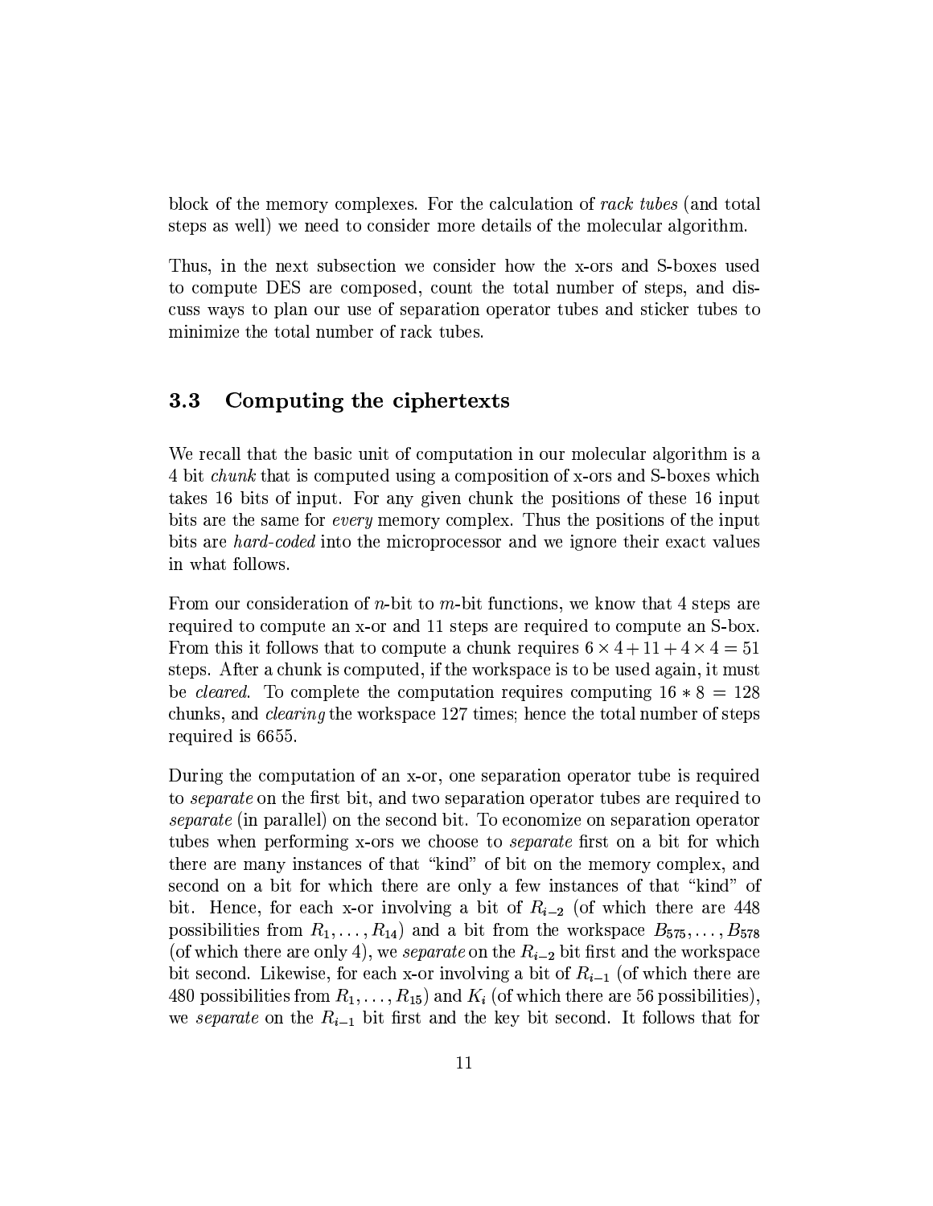block of the memory complexes. For the calculation of *rack tubes* (and total steps as well) we need to consider more details of the molecular algorithm.

Thus, in the next subsection we consider how the x-ors and S-boxes used to compute DES are composed, count the total number of steps, and discuss ways to plan our use of separation operator tubes and sticker tubes to minimize the total number of rack tubes.

### 3.3 Computing the ciphertexts

We recall that the basic unit of computation in our molecular algorithm is a 4 bit *chunk* that is computed using a composition of x-ors and S-boxes which takes 16 bits of input. For any given chunk the positions of these 16 input bits are the same for *every* memory complex. Thus the positions of the input bits are *hard-coded* into the microprocessor and we ignore their exact values in what follows.

From our consideration of $n$-bit to $m$-bit functions, we know that 4 steps are required to compute an x-or and 11 steps are required to compute an S-box. From this it follows that to compute a chunk requires $6 \times 4 + 11 + 4 \times 4 = 51$ steps. After a chunk is computed, if the workspace is to be used again, it must be *cleared*. To complete the computation requires computing $16 * 8 = 128$ chunks, and *clearing* the workspace 127 times; hence the total number of steps required is 6655.

During the computation of an x-or, one separation operator tube is required to *separate* on the first bit, and two separation operator tubes are required to *separate* (in parallel) on the second bit. To economize on separation operator tubes when performing x-ors we choose to *separate* first on a bit for which there are many instances of that "kind" of bit on the memory complex, and second on a bit for which there are only a few instances of that "kind" of bit. Hence, for each x-or involving a bit of $R_{i-2}$ (of which there are 448 possibilities from $R_1, \ldots, R_{14}$) and a bit from the workspace $B_{575}, \ldots, B_{578}$ (of which there are only 4), we *separate* on the $R_{i-2}$ bit first and the workspace bit second. Likewise, for each x-or involving a bit of $R_{i-1}$ (of which there are 480 possibilities from $R_1, \ldots, R_{15}$) and $K_i$ (of which there are 56 possibilities), we *separate* on the $R_{i-1}$ bit first and the key bit second. It follows that for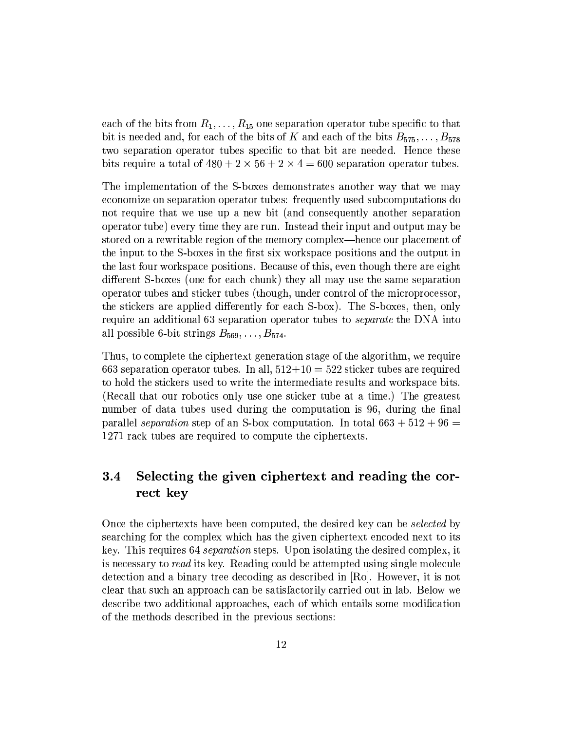each of the bits from $R_1, \ldots, R_{15}$ one separation operator tube specific to that bit is needed and, for each of the bits of $K$ and each of the bits $B_{575}, \ldots, B_{578}$ two separation operator tubes specific to that bit are needed. Hence these bits require a total of $480 + 2 \times 56 + 2 \times 4 = 600$ separation operator tubes.

The implementation of the S-boxes demonstrates another way that we may economize on separation operator tubes: frequently used subcomputations do not require that we use up a new bit (and consequently another separation operator tube) every time they are run. Instead their input and output may be stored on a rewritable region of the memory complex—hence our placement of the input to the S-boxes in the first six workspace positions and the output in the last four workspace positions. Because of this, even though there are eight different S-boxes (one for each chunk) they all may use the same separation operator tubes and sticker tubes (though, under control of the microprocessor, the stickers are applied differently for each S-box). The S-boxes, then, only require an additional 63 separation operator tubes to *separate* the DNA into all possible 6-bit strings $B_{569}, \ldots, B_{574}$.

Thus, to complete the ciphertext generation stage of the algorithm, we require 663 separation operator tubes. In all, $512+10 = 522$ sticker tubes are required to hold the stickers used to write the intermediate results and workspace bits. (Recall that our robotics only use one sticker tube at a time.) The greatest number of data tubes used during the computation is 96, during the final parallel *separation* step of an S-box computation. In total $663 + 512 + 96 = 1271$ rack tubes are required to compute the ciphertexts.

## 3.4 Selecting the given ciphertext and reading the correct key

Once the ciphertexts have been computed, the desired key can be *selected* by searching for the complex which has the given ciphertext encoded next to its key. This requires 64 *separation* steps. Upon isolating the desired complex, it is necessary to *read* its key. Reading could be attempted using single molecule detection and a binary tree decoding as described in [Ro]. However, it is not clear that such an approach can be satisfactorily carried out in lab. Below we describe two additional approaches, each of which entails some modification of the methods described in the previous sections: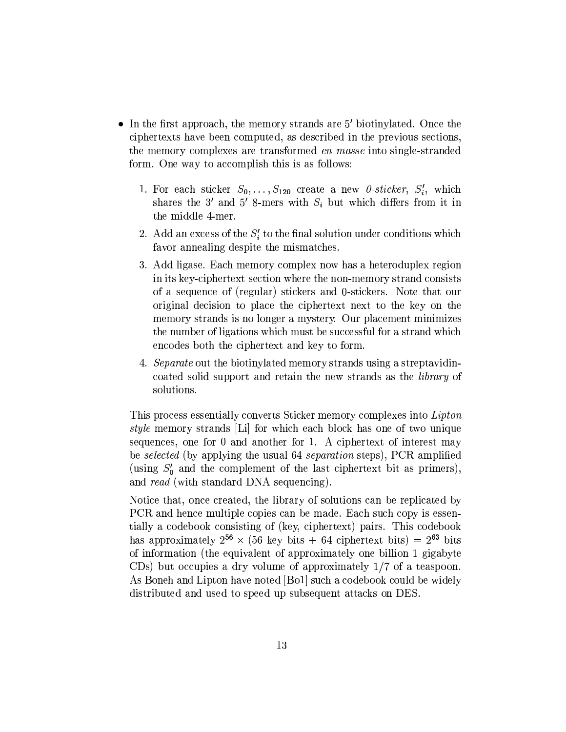- In the first approach, the memory strands are $5'$ biotinylated. Once the ciphertexts have been computed, as described in the previous sections, the memory complexes are transformed *en masse* into single-stranded form. One way to accomplish this is as follows:

  1. For each sticker $S_0, \ldots, S_{120}$ create a new *0-sticker*, $S_i'$, which shares the $3'$ and $5'$ 8-mers with $S_i$ but which differs from it in the middle 4-mer.
  2. Add an excess of the $S_i'$ to the final solution under conditions which favor annealing despite the mismatches.
  3. Add ligase. Each memory complex now has a heteroduplex region in its key-ciphertext section where the non-memory strand consists of a sequence of (regular) stickers and 0-stickers. Note that our original decision to place the ciphertext next to the key on the memory strands is no longer a mystery. Our placement minimizes the number of ligations which must be successful for a strand which encodes both the ciphertext and key to form.
  4. *Separate* out the biotinylated memory strands using a streptavidin-coated solid support and retain the new strands as the *library* of solutions.

  This process essentially converts Sticker memory complexes into *Lipton style* memory strands [Li] for which each block has one of two unique sequences, one for 0 and another for 1. A ciphertext of interest may be *selected* (by applying the usual 64 *separation* steps), PCR amplified (using $S_0'$ and the complement of the last ciphertext bit as primers), and *read* (with standard DNA sequencing).

  Notice that, once created, the library of solutions can be replicated by PCR and hence multiple copies can be made. Each such copy is essentially a codebook consisting of (key, ciphertext) pairs. This codebook has approximately $2^{56} \times$ (56 key bits + 64 ciphertext bits) $= 2^{63}$ bits of information (the equivalent of approximately one billion 1 gigabyte CDs) but occupies a dry volume of approximately 1/7 of a teaspoon. As Boneh and Lipton have noted [Bo1] such a codebook could be widely distributed and used to speed up subsequent attacks on DES.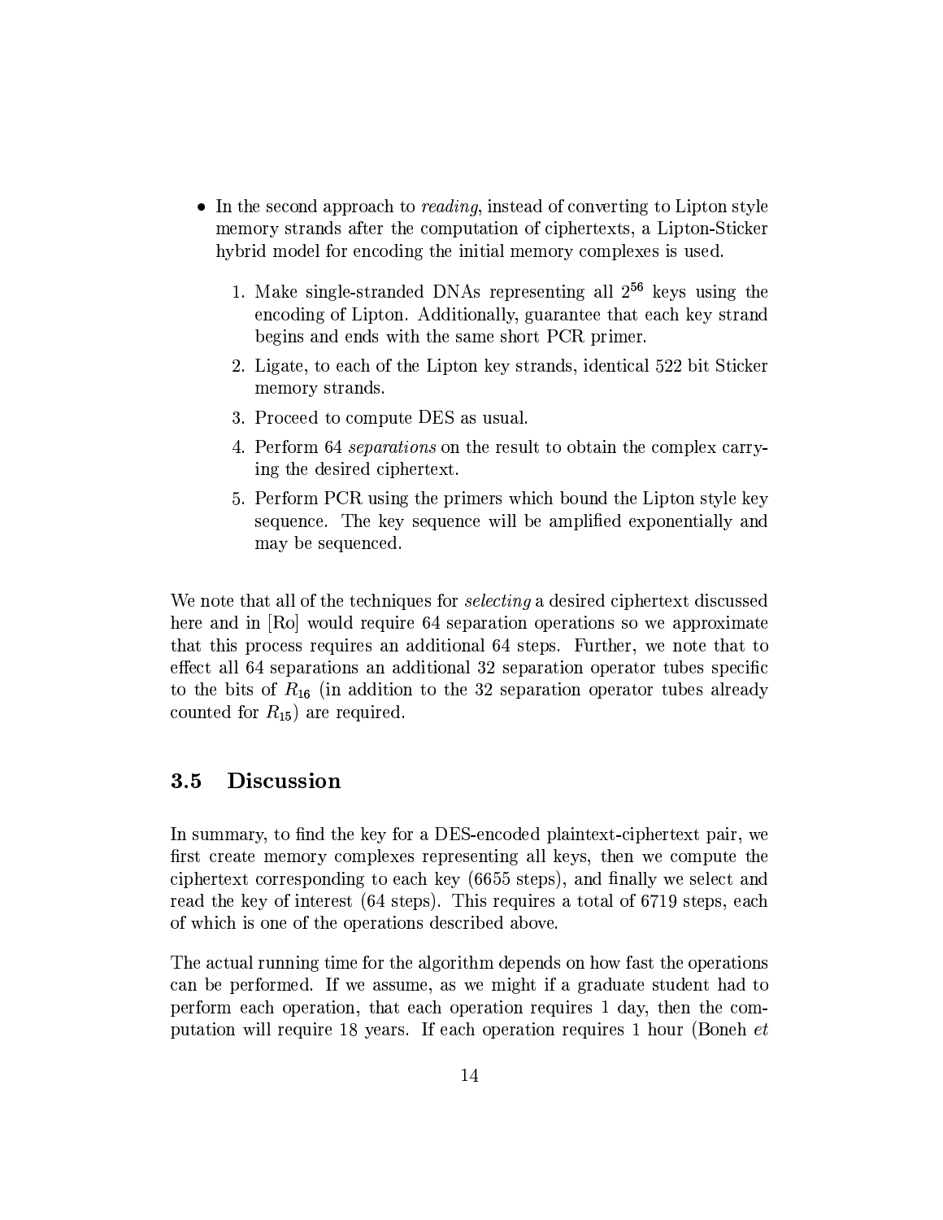- In the second approach to *reading*, instead of converting to Lipton style memory strands after the computation of ciphertexts, a Lipton-Sticker hybrid model for encoding the initial memory complexes is used.

  1. Make single-stranded DNAs representing all $2^{56}$ keys using the encoding of Lipton. Additionally, guarantee that each key strand begins and ends with the same short PCR primer.
  2. Ligate, to each of the Lipton key strands, identical 522 bit Sticker memory strands.
  3. Proceed to compute DES as usual.
  4. Perform 64 *separations* on the result to obtain the complex carrying the desired ciphertext.
  5. Perform PCR using the primers which bound the Lipton style key sequence. The key sequence will be amplified exponentially and may be sequenced.

We note that all of the techniques for *selecting* a desired ciphertext discussed here and in [Ro] would require 64 separation operations so we approximate that this process requires an additional 64 steps. Further, we note that to effect all 64 separations an additional 32 separation operator tubes specific to the bits of $R_{16}$ (in addition to the 32 separation operator tubes already counted for $R_{15}$) are required.

### 3.5 Discussion

In summary, to find the key for a DES-encoded plaintext-ciphertext pair, we first create memory complexes representing all keys, then we compute the ciphertext corresponding to each key (6655 steps), and finally we select and read the key of interest (64 steps). This requires a total of 6719 steps, each of which is one of the operations described above.

The actual running time for the algorithm depends on how fast the operations can be performed. If we assume, as we might if a graduate student had to perform each operation, that each operation requires 1 day, then the computation will require 18 years. If each operation requires 1 hour (Boneh *et*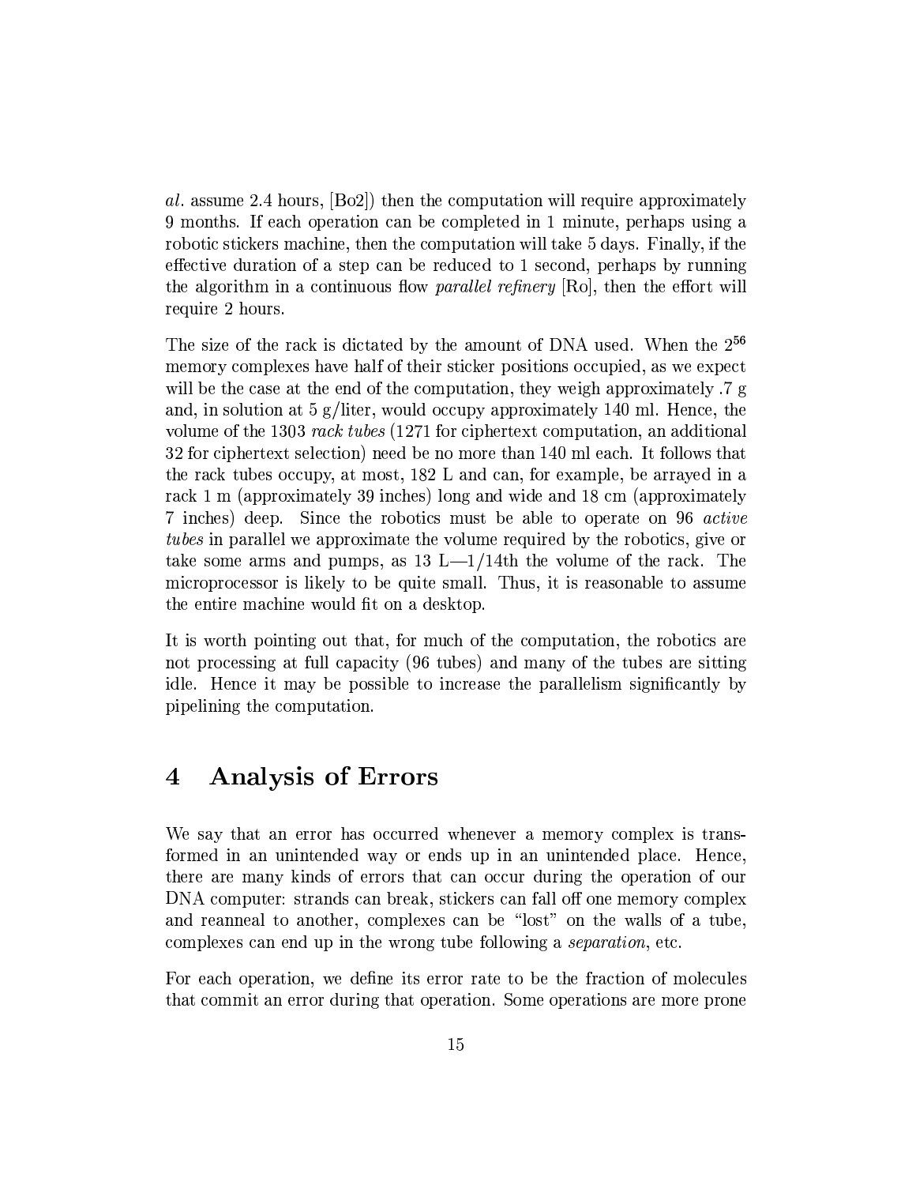*al.* assume 2.4 hours, [Bo2]) then the computation will require approximately 9 months. If each operation can be completed in 1 minute, perhaps using a robotic stickers machine, then the computation will take 5 days. Finally, if the effective duration of a step can be reduced to 1 second, perhaps by running the algorithm in a continuous flow *parallel refinery* [Ro], then the effort will require 2 hours.

The size of the rack is dictated by the amount of DNA used. When the $2^{56}$ memory complexes have half of their sticker positions occupied, as we expect will be the case at the end of the computation, they weigh approximately .7 g and, in solution at 5 g/liter, would occupy approximately 140 ml. Hence, the volume of the 1303 *rack tubes* (1271 for ciphertext computation, an additional 32 for ciphertext selection) need be no more than 140 ml each. It follows that the rack tubes occupy, at most, 182 L and can, for example, be arrayed in a rack 1 m (approximately 39 inches) long and wide and 18 cm (approximately 7 inches) deep. Since the robotics must be able to operate on 96 *active tubes* in parallel we approximate the volume required by the robotics, give or take some arms and pumps, as 13 L—1/14th the volume of the rack. The microprocessor is likely to be quite small. Thus, it is reasonable to assume the entire machine would fit on a desktop.

It is worth pointing out that, for much of the computation, the robotics are not processing at full capacity (96 tubes) and many of the tubes are sitting idle. Hence it may be possible to increase the parallelism significantly by pipelining the computation.

## 4 Analysis of Errors

We say that an error has occurred whenever a memory complex is transformed in an unintended way or ends up in an unintended place. Hence, there are many kinds of errors that can occur during the operation of our DNA computer: strands can break, stickers can fall off one memory complex and reanneal to another, complexes can be "lost" on the walls of a tube, complexes can end up in the wrong tube following a *separation*, etc.

For each operation, we define its error rate to be the fraction of molecules that commit an error during that operation. Some operations are more prone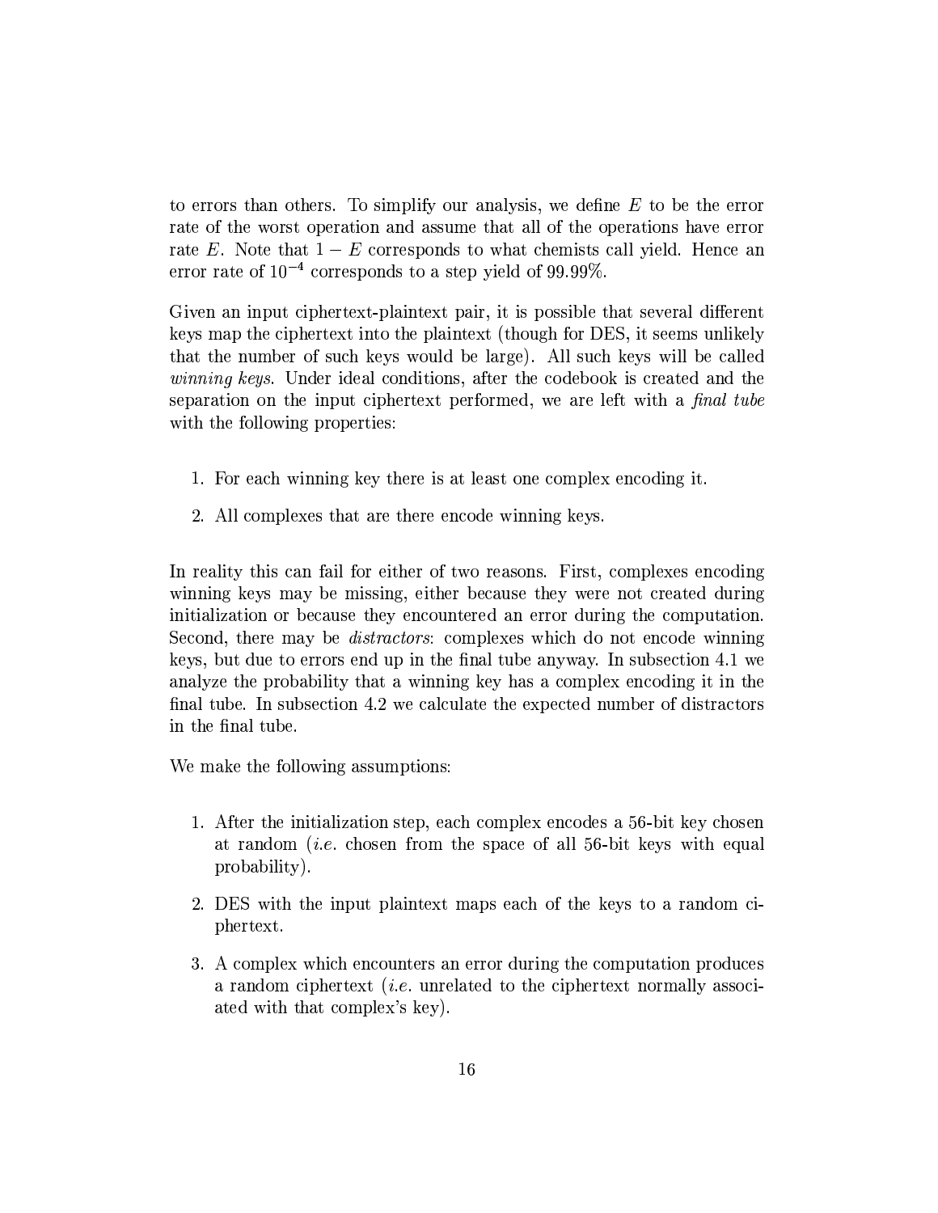to errors than others. To simplify our analysis, we define $E$ to be the error rate of the worst operation and assume that all of the operations have error rate $E$. Note that $1 - E$ corresponds to what chemists call yield. Hence an error rate of $10^{-4}$ corresponds to a step yield of 99.99%.

Given an input ciphertext-plaintext pair, it is possible that several different keys map the ciphertext into the plaintext (though for DES, it seems unlikely that the number of such keys would be large). All such keys will be called *winning keys*. Under ideal conditions, after the codebook is created and the separation on the input ciphertext performed, we are left with a *final tube* with the following properties:

1. For each winning key there is at least one complex encoding it.
2. All complexes that are there encode winning keys.

In reality this can fail for either of two reasons. First, complexes encoding winning keys may be missing, either because they were not created during initialization or because they encountered an error during the computation. Second, there may be *distractors*: complexes which do not encode winning keys, but due to errors end up in the final tube anyway. In subsection 4.1 we analyze the probability that a winning key has a complex encoding it in the final tube. In subsection 4.2 we calculate the expected number of distractors in the final tube.

We make the following assumptions:

1. After the initialization step, each complex encodes a 56-bit key chosen at random (*i.e.* chosen from the space of all 56-bit keys with equal probability).
2. DES with the input plaintext maps each of the keys to a random ciphertext.
3. A complex which encounters an error during the computation produces a random ciphertext (*i.e.* unrelated to the ciphertext normally associated with that complex's key).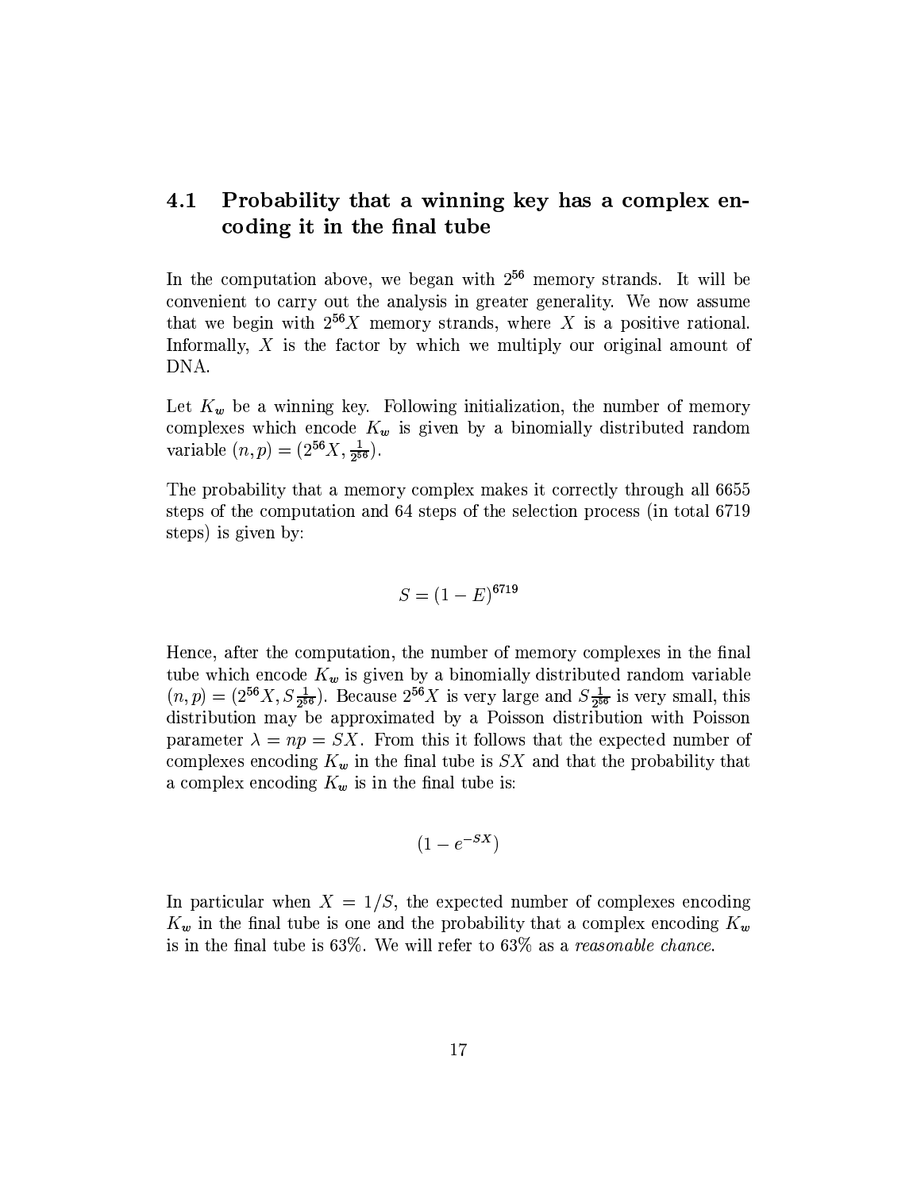## 4.1 Probability that a winning key has a complex encoding it in the final tube

In the computation above, we began with $2^{56}$ memory strands. It will be convenient to carry out the analysis in greater generality. We now assume that we begin with $2^{56}X$ memory strands, where $X$ is a positive rational. Informally, $X$ is the factor by which we multiply our original amount of DNA.

Let $K_w$ be a winning key. Following initialization, the number of memory complexes which encode $K_w$ is given by a binomially distributed random variable $(n, p) = (2^{56}X, \frac{1}{2^{56}})$.

The probability that a memory complex makes it correctly through all 6655 steps of the computation and 64 steps of the selection process (in total 6719 steps) is given by:

$$S = (1 - E)^{6719}$$

Hence, after the computation, the number of memory complexes in the final tube which encode $K_w$ is given by a binomially distributed random variable $(n, p) = (2^{56}X, S\frac{1}{2^{56}})$. Because $2^{56}X$ is very large and $S\frac{1}{2^{56}}$ is very small, this distribution may be approximated by a Poisson distribution with Poisson parameter $\lambda = np = SX$. From this it follows that the expected number of complexes encoding $K_w$ in the final tube is $SX$ and that the probability that a complex encoding $K_w$ is in the final tube is:

$$(1 - e^{-SX})$$

In particular when $X = 1/S$, the expected number of complexes encoding $K_w$ in the final tube is one and the probability that a complex encoding $K_w$ is in the final tube is 63%. We will refer to 63% as a *reasonable chance*.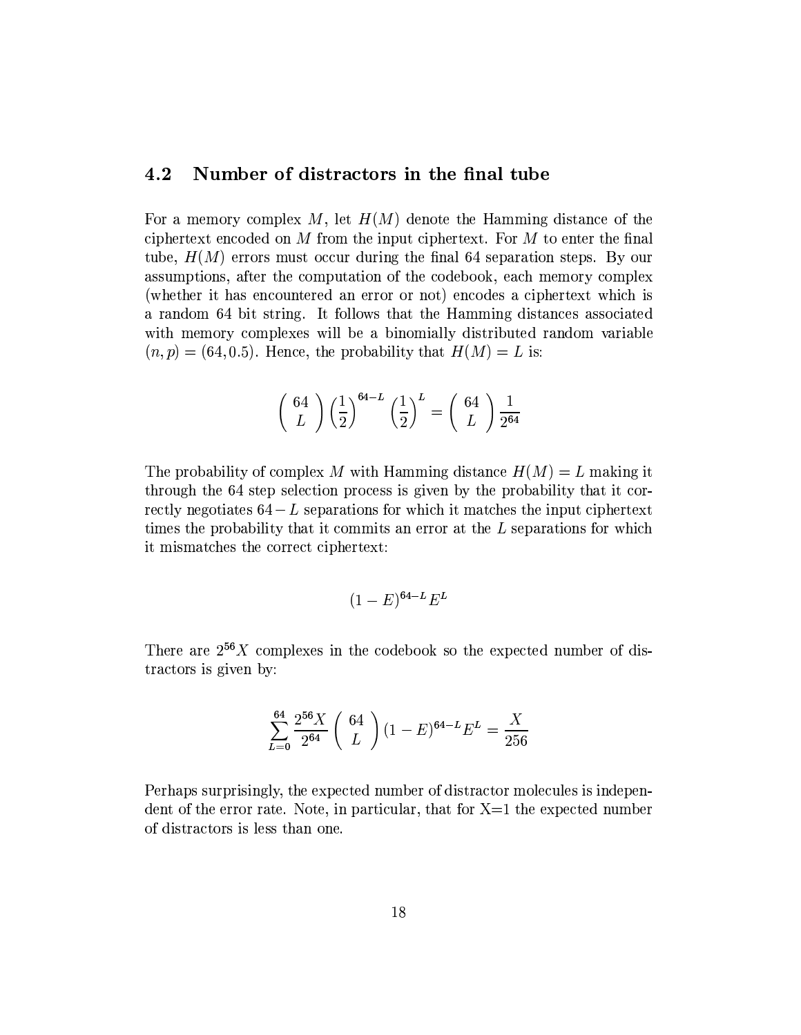## 4.2 Number of distractors in the final tube

For a memory complex $M$, let $H(M)$ denote the Hamming distance of the ciphertext encoded on $M$ from the input ciphertext. For $M$ to enter the final tube, $H(M)$ errors must occur during the final 64 separation steps. By our assumptions, after the computation of the codebook, each memory complex (whether it has encountered an error or not) encodes a ciphertext which is a random 64 bit string. It follows that the Hamming distances associated with memory complexes will be a binomially distributed random variable $(n, p) = (64, 0.5)$. Hence, the probability that $H(M) = L$ is:

$$\binom{64}{L} \left(\frac{1}{2}\right)^{64-L} \left(\frac{1}{2}\right)^{L} = \binom{64}{L} \frac{1}{2^{64}}$$

The probability of complex $M$ with Hamming distance $H(M) = L$ making it through the 64 step selection process is given by the probability that it correctly negotiates $64 - L$ separations for which it matches the input ciphertext times the probability that it commits an error at the $L$ separations for which it mismatches the correct ciphertext:

$$(1 - E)^{64-L} E^{L}$$

There are $2^{56}X$ complexes in the codebook so the expected number of distractors is given by:

$$\sum_{L=0}^{64} \frac{2^{56}X}{2^{64}} \binom{64}{L} (1 - E)^{64-L} E^{L} = \frac{X}{256}$$

Perhaps surprisingly, the expected number of distractor molecules is independent of the error rate. Note, in particular, that for X=1 the expected number of distractors is less than one.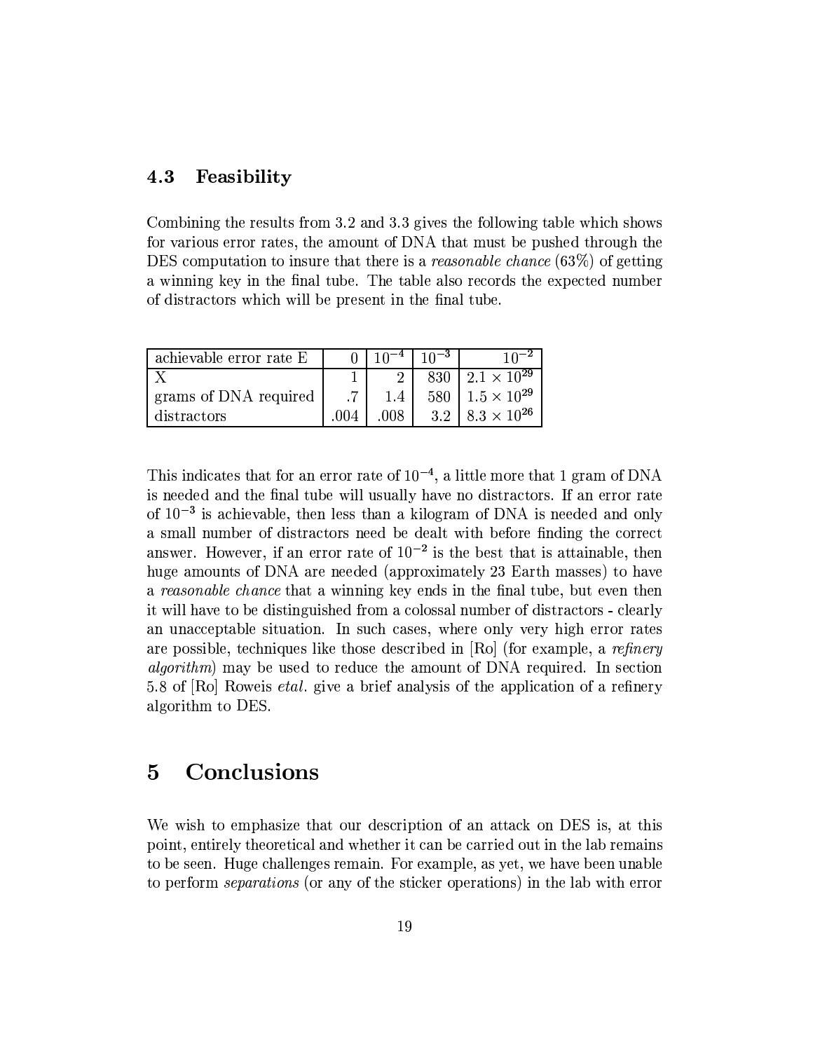### 4.3 Feasibility

Combining the results from 3.2 and 3.3 gives the following table which shows for various error rates, the amount of DNA that must be pushed through the DES computation to insure that there is a *reasonable chance* (63%) of getting a winning key in the final tube. The table also records the expected number of distractors which will be present in the final tube.

| achievable error rate E | 0 | $10^{-4}$ | $10^{-3}$ | $10^{-2}$ |
|---|---|---|---|---|
| X | 1 | 2 | 830 | $2.1 \times 10^{29}$ |
| grams of DNA required | .7 | 1.4 | 580 | $1.5 \times 10^{29}$ |
| distractors | .004 | .008 | 3.2 | $8.3 \times 10^{26}$ |

This indicates that for an error rate of $10^{-4}$, a little more that 1 gram of DNA is needed and the final tube will usually have no distractors. If an error rate of $10^{-3}$ is achievable, then less than a kilogram of DNA is needed and only a small number of distractors need be dealt with before finding the correct answer. However, if an error rate of $10^{-2}$ is the best that is attainable, then huge amounts of DNA are needed (approximately 23 Earth masses) to have a *reasonable chance* that a winning key ends in the final tube, but even then it will have to be distinguished from a colossal number of distractors - clearly an unacceptable situation. In such cases, where only very high error rates are possible, techniques like those described in [Ro] (for example, a *refinery algorithm*) may be used to reduce the amount of DNA required. In section 5.8 of [Ro] Roweis *etal*. give a brief analysis of the application of a refinery algorithm to DES.

## 5 Conclusions

We wish to emphasize that our description of an attack on DES is, at this point, entirely theoretical and whether it can be carried out in the lab remains to be seen. Huge challenges remain. For example, as yet, we have been unable to perform *separations* (or any of the sticker operations) in the lab with error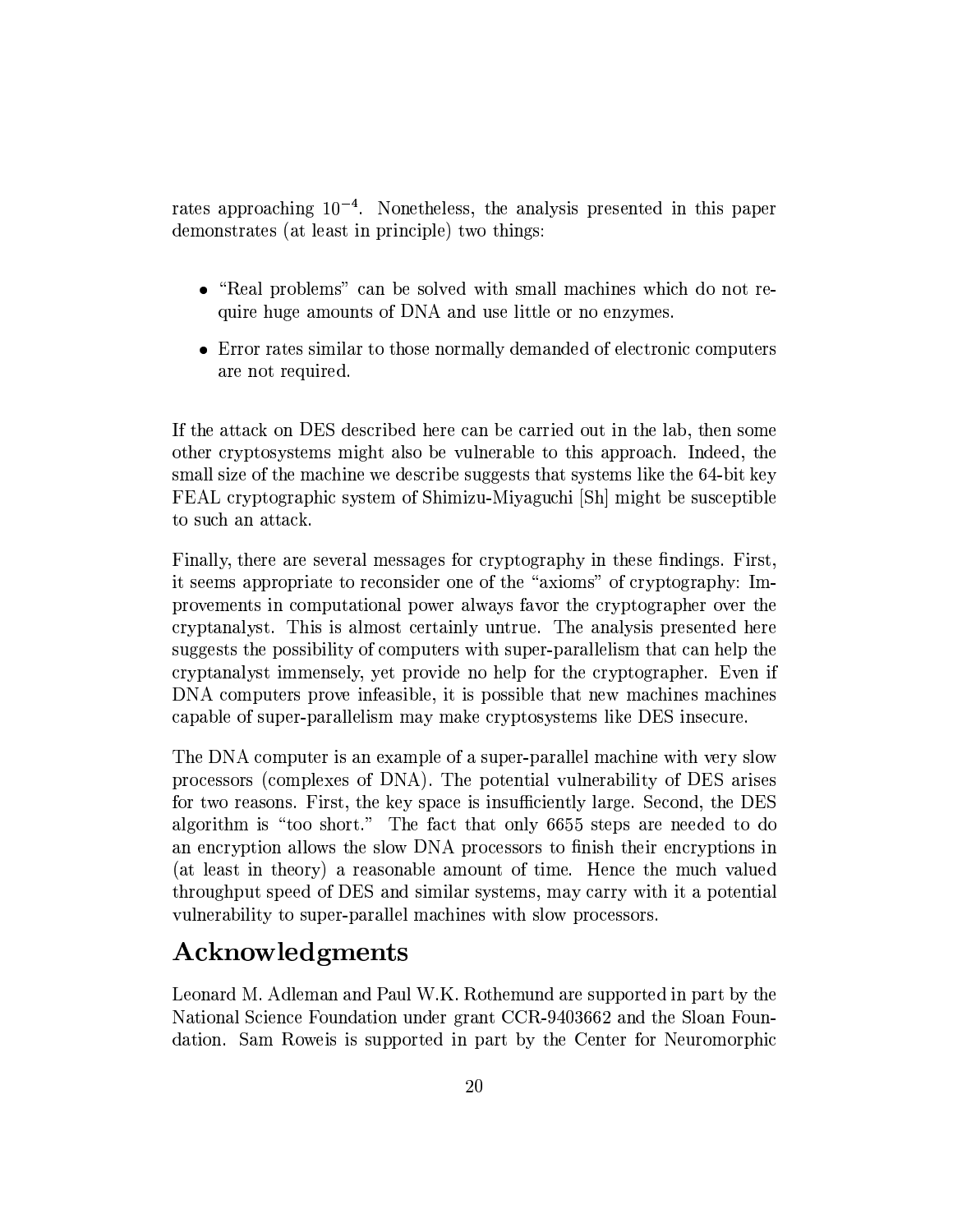rates approaching $10^{-4}$. Nonetheless, the analysis presented in this paper demonstrates (at least in principle) two things:

- "Real problems" can be solved with small machines which do not require huge amounts of DNA and use little or no enzymes.
- Error rates similar to those normally demanded of electronic computers are not required.

If the attack on DES described here can be carried out in the lab, then some other cryptosystems might also be vulnerable to this approach. Indeed, the small size of the machine we describe suggests that systems like the 64-bit key FEAL cryptographic system of Shimizu-Miyaguchi [Sh] might be susceptible to such an attack.

Finally, there are several messages for cryptography in these findings. First, it seems appropriate to reconsider one of the "axioms" of cryptography: Improvements in computational power always favor the cryptographer over the cryptanalyst. This is almost certainly untrue. The analysis presented here suggests the possibility of computers with super-parallelism that can help the cryptanalyst immensely, yet provide no help for the cryptographer. Even if DNA computers prove infeasible, it is possible that new machines machines capable of super-parallelism may make cryptosystems like DES insecure.

The DNA computer is an example of a super-parallel machine with very slow processors (complexes of DNA). The potential vulnerability of DES arises for two reasons. First, the key space is insufficiently large. Second, the DES algorithm is "too short." The fact that only 6655 steps are needed to do an encryption allows the slow DNA processors to finish their encryptions in (at least in theory) a reasonable amount of time. Hence the much valued throughput speed of DES and similar systems, may carry with it a potential vulnerability to super-parallel machines with slow processors.

## Acknowledgments

Leonard M. Adleman and Paul W.K. Rothemund are supported in part by the National Science Foundation under grant CCR-9403662 and the Sloan Foundation. Sam Roweis is supported in part by the Center for Neuromorphic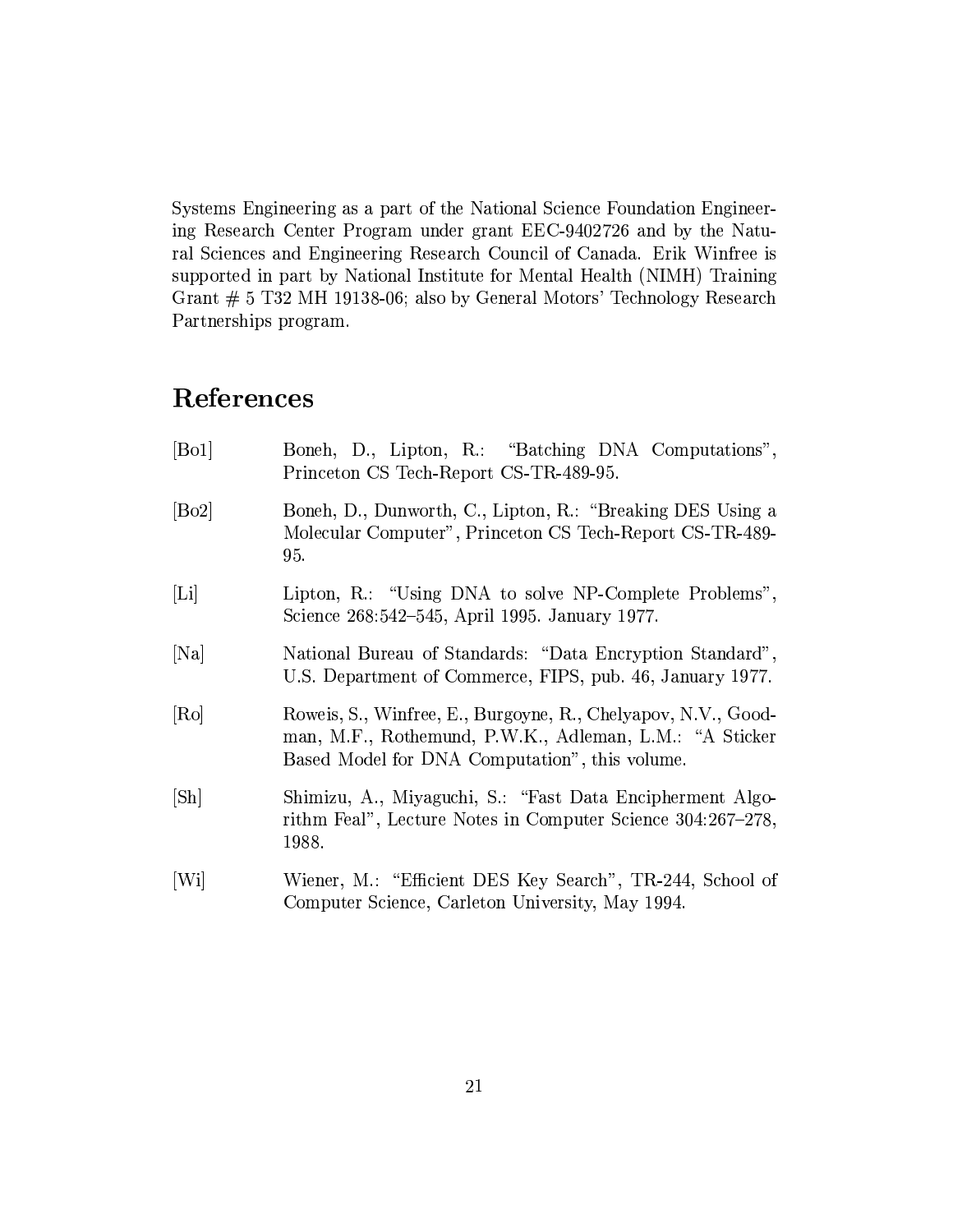Systems Engineering as a part of the National Science Foundation Engineering Research Center Program under grant EEC-9402726 and by the Natural Sciences and Engineering Research Council of Canada. Erik Winfree is supported in part by National Institute for Mental Health (NIMH) Training Grant # 5 T32 MH 19138-06; also by General Motors' Technology Research Partnerships program.

# References

[Bo1] Boneh, D., Lipton, R.: "Batching DNA Computations", Princeton CS Tech-Report CS-TR-489-95.

[Bo2] Boneh, D., Dunworth, C., Lipton, R.: "Breaking DES Using a Molecular Computer", Princeton CS Tech-Report CS-TR-489-95.

[Li] Lipton, R.: "Using DNA to solve NP-Complete Problems", Science 268:542–545, April 1995. January 1977.

[Na] National Bureau of Standards: "Data Encryption Standard", U.S. Department of Commerce, FIPS, pub. 46, January 1977.

[Ro] Roweis, S., Winfree, E., Burgoyne, R., Chelyapov, N.V., Goodman, M.F., Rothemund, P.W.K., Adleman, L.M.: "A Sticker Based Model for DNA Computation", this volume.

[Sh] Shimizu, A., Miyaguchi, S.: "Fast Data Encipherment Algorithm Feal", Lecture Notes in Computer Science 304:267–278, 1988.

[Wi] Wiener, M.: "Efficient DES Key Search", TR-244, School of Computer Science, Carleton University, May 1994.